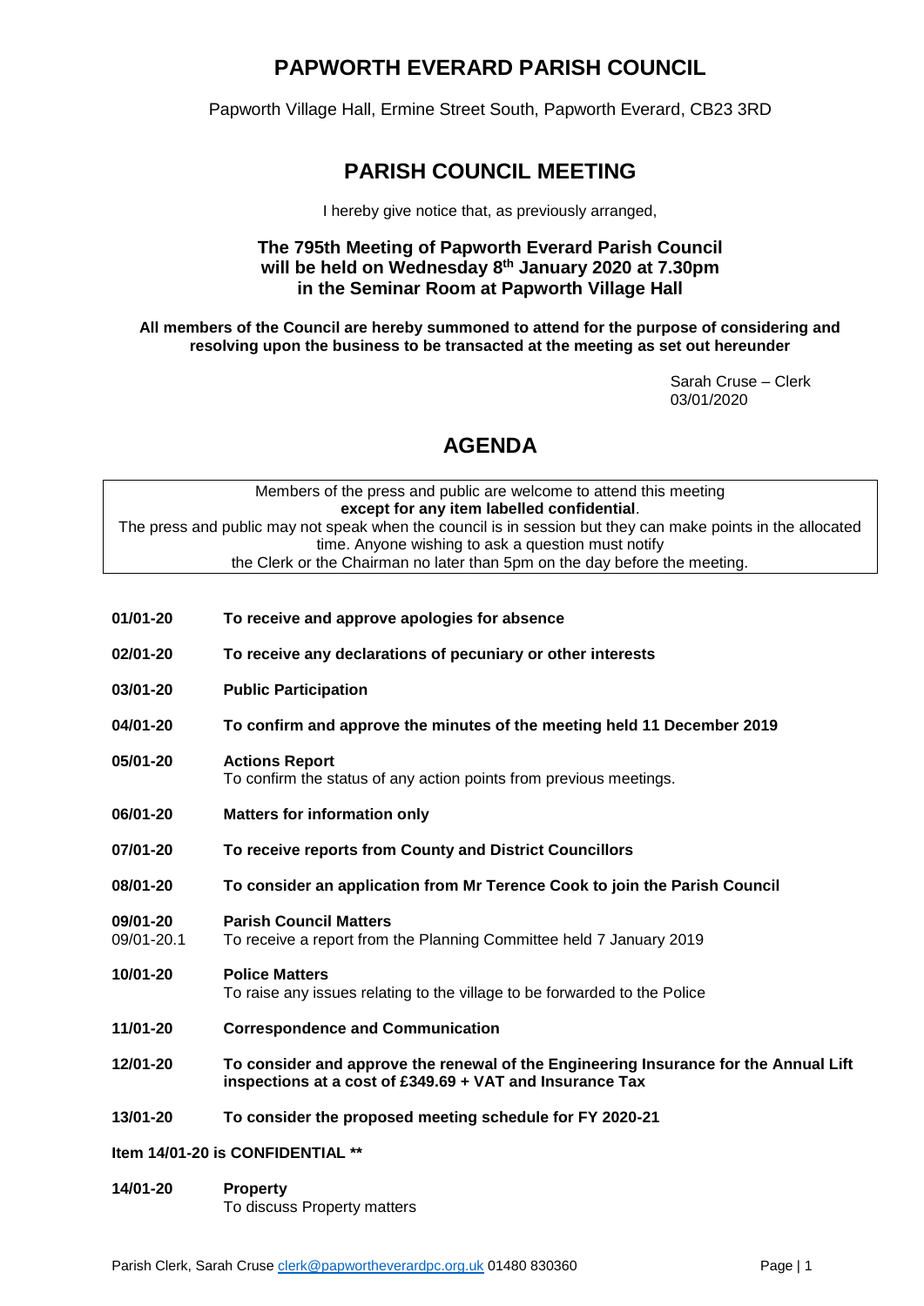# PAPWORTH EVERARD PARISH COUNCIL

Papworth Village Hall, Ermine Street South, Papworth Everard, CB23 3RD

## PARISH COUNCIL MEETING

I hereby give notice that, as previously arranged,

**The 795th Meeting of Papworth Everard Parish Council will be held on Wednesday 8th January 2020 at 7.30pm in the Seminar Room at Papworth Village Hall**

**All members of the Council are hereby summoned to attend for the purpose of considering and resolving upon the business to be transacted at the meeting as set out hereunder**

Sarah Cruse – Clerk
03/01/2020

## AGENDA

Members of the press and public are welcome to attend this meeting **except for any item labelled confidential**.
The press and public may not speak when the council is in session but they can make points in the allocated time. Anyone wishing to ask a question must notify the Clerk or the Chairman no later than 5pm on the day before the meeting.

**01/01-20** **To receive and approve apologies for absence**

**02/01-20** **To receive any declarations of pecuniary or other interests**

**03/01-20** **Public Participation**

**04/01-20** **To confirm and approve the minutes of the meeting held 11 December 2019**

**05/01-20** **Actions Report**
To confirm the status of any action points from previous meetings.

**06/01-20** **Matters for information only**

**07/01-20** **To receive reports from County and District Councillors**

**08/01-20** **To consider an application from Mr Terence Cook to join the Parish Council**

**09/01-20** **Parish Council Matters**
09/01-20.1 To receive a report from the Planning Committee held 7 January 2019

**10/01-20** **Police Matters**
To raise any issues relating to the village to be forwarded to the Police

**11/01-20** **Correspondence and Communication**

**12/01-20** **To consider and approve the renewal of the Engineering Insurance for the Annual Lift inspections at a cost of £349.69 + VAT and Insurance Tax**

**13/01-20** **To consider the proposed meeting schedule for FY 2020-21**

**Item 14/01-20 is CONFIDENTIAL \*\***

**14/01-20** **Property**
To discuss Property matters

Parish Clerk, Sarah Cruse clerk@papwortheverardpc.org.uk 01480 830360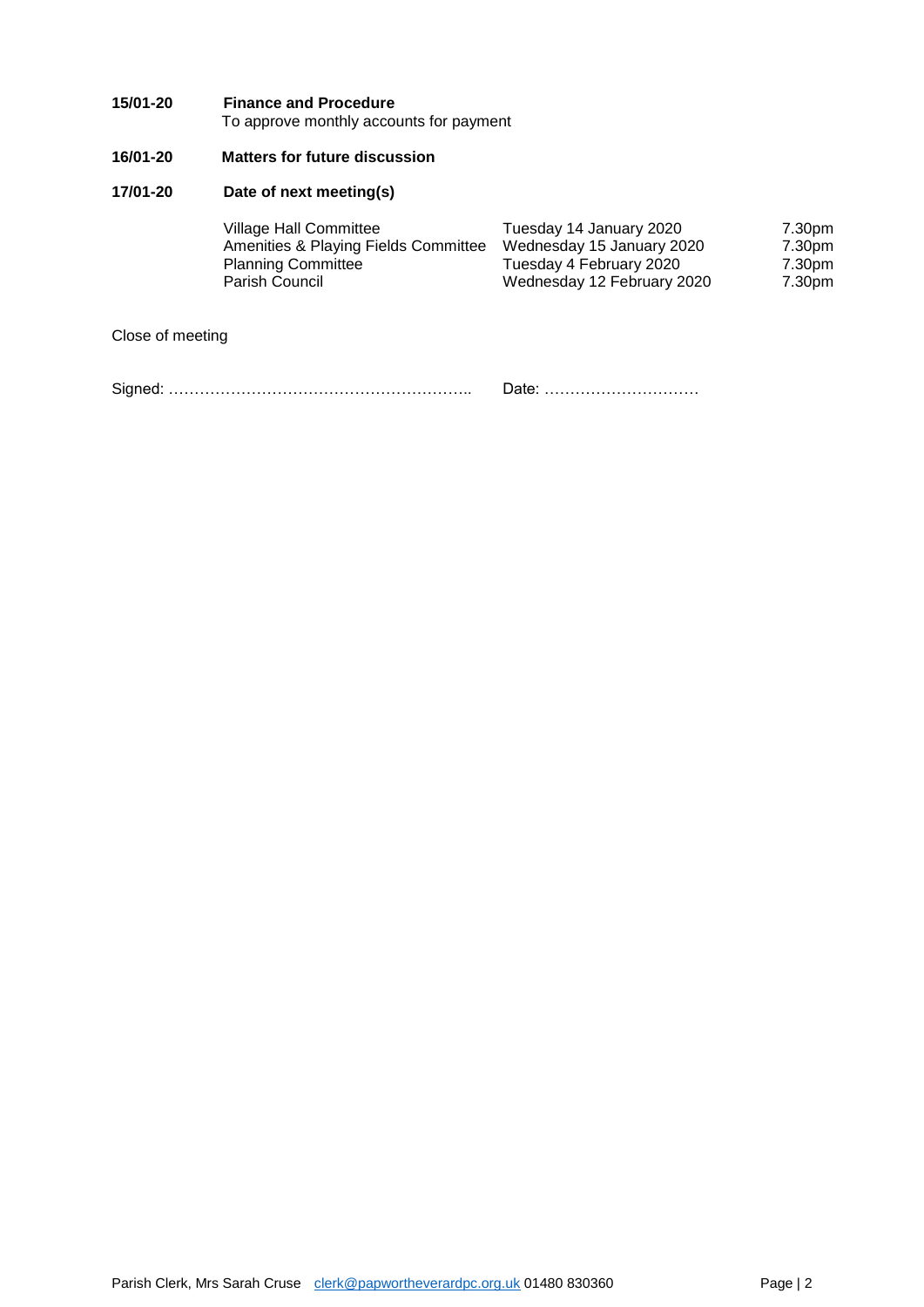**15/01-20 Finance and Procedure**

To approve monthly accounts for payment

**16/01-20 Matters for future discussion**

**17/01-20 Date of next meeting(s)**

| | | |
|---|---|---|
| Village Hall Committee | Tuesday 14 January 2020 | 7.30pm |
| Amenities & Playing Fields Committee | Wednesday 15 January 2020 | 7.30pm |
| Planning Committee | Tuesday 4 February 2020 | 7.30pm |
| Parish Council | Wednesday 12 February 2020 | 7.30pm |

Close of meeting

Signed: ……………………………………………….. Date: ……………………….

Parish Clerk, Mrs Sarah Cruse clerk@papworthheverardpc.org.uk 01480 830360